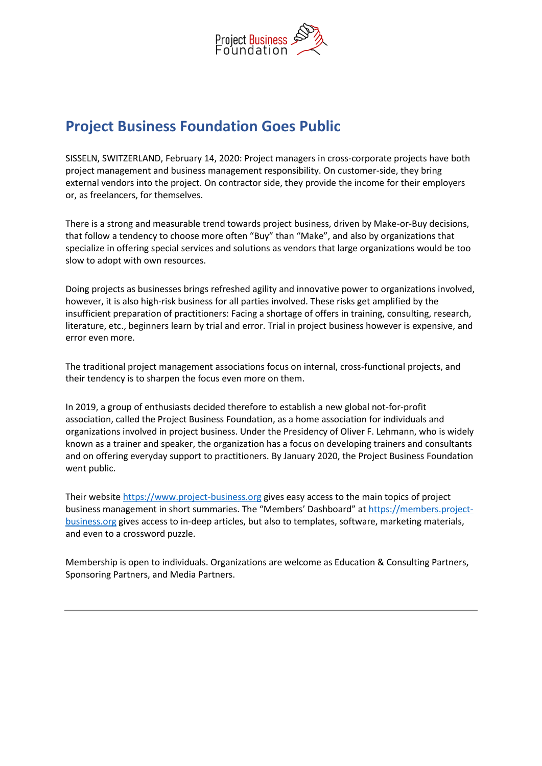# Project Business Foundation Goes Public

SISSELN, SWITZERLAND, February 14, 2020: Project managers in cross-corporate projects have both project management and business management responsibility. On customer-side, they bring external vendors into the project. On contractor side, they provide the income for their employers or, as freelancers, for themselves.

There is a strong and measurable trend towards project business, driven by Make-or-Buy decisions, that follow a tendency to choose more often "Buy" than "Make", and also by organizations that specialize in offering special services and solutions as vendors that large organizations would be too slow to adopt with own resources.

Doing projects as businesses brings refreshed agility and innovative power to organizations involved, however, it is also high-risk business for all parties involved. These risks get amplified by the insufficient preparation of practitioners: Facing a shortage of offers in training, consulting, research, literature, etc., beginners learn by trial and error. Trial in project business however is expensive, and error even more.

The traditional project management associations focus on internal, cross-functional projects, and their tendency is to sharpen the focus even more on them.

In 2019, a group of enthusiasts decided therefore to establish a new global not-for-profit association, called the Project Business Foundation, as a home association for individuals and organizations involved in project business. Under the Presidency of Oliver F. Lehmann, who is widely known as a trainer and speaker, the organization has a focus on developing trainers and consultants and on offering everyday support to practitioners. By January 2020, the Project Business Foundation went public.

Their website [https://www.project-business.org](https://www.project-business.org) gives easy access to the main topics of project business management in short summaries. The "Members' Dashboard" at [https://members.project-business.org](https://members.project-business.org) gives access to in-deep articles, but also to templates, software, marketing materials, and even to a crossword puzzle.

Membership is open to individuals. Organizations are welcome as Education & Consulting Partners, Sponsoring Partners, and Media Partners.

---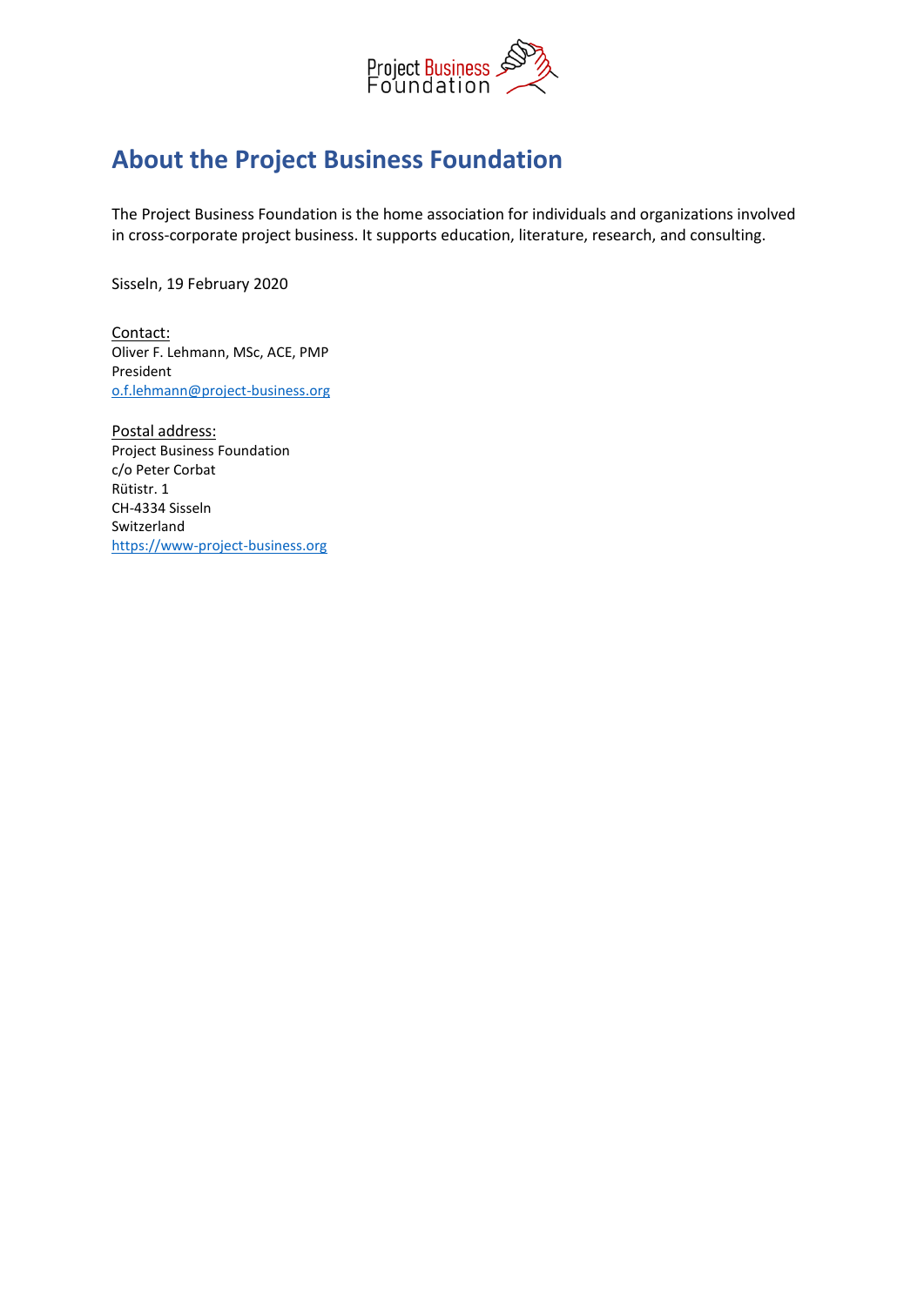# About the Project Business Foundation

The Project Business Foundation is the home association for individuals and organizations involved in cross-corporate project business. It supports education, literature, research, and consulting.

Sisseln, 19 February 2020

Contact:
Oliver F. Lehmann, MSc, ACE, PMP
President
o.f.lehmann@project-business.org

Postal address:
Project Business Foundation
c/o Peter Corbat
Rütistr. 1
CH-4334 Sisseln
Switzerland
https://www-project-business.org